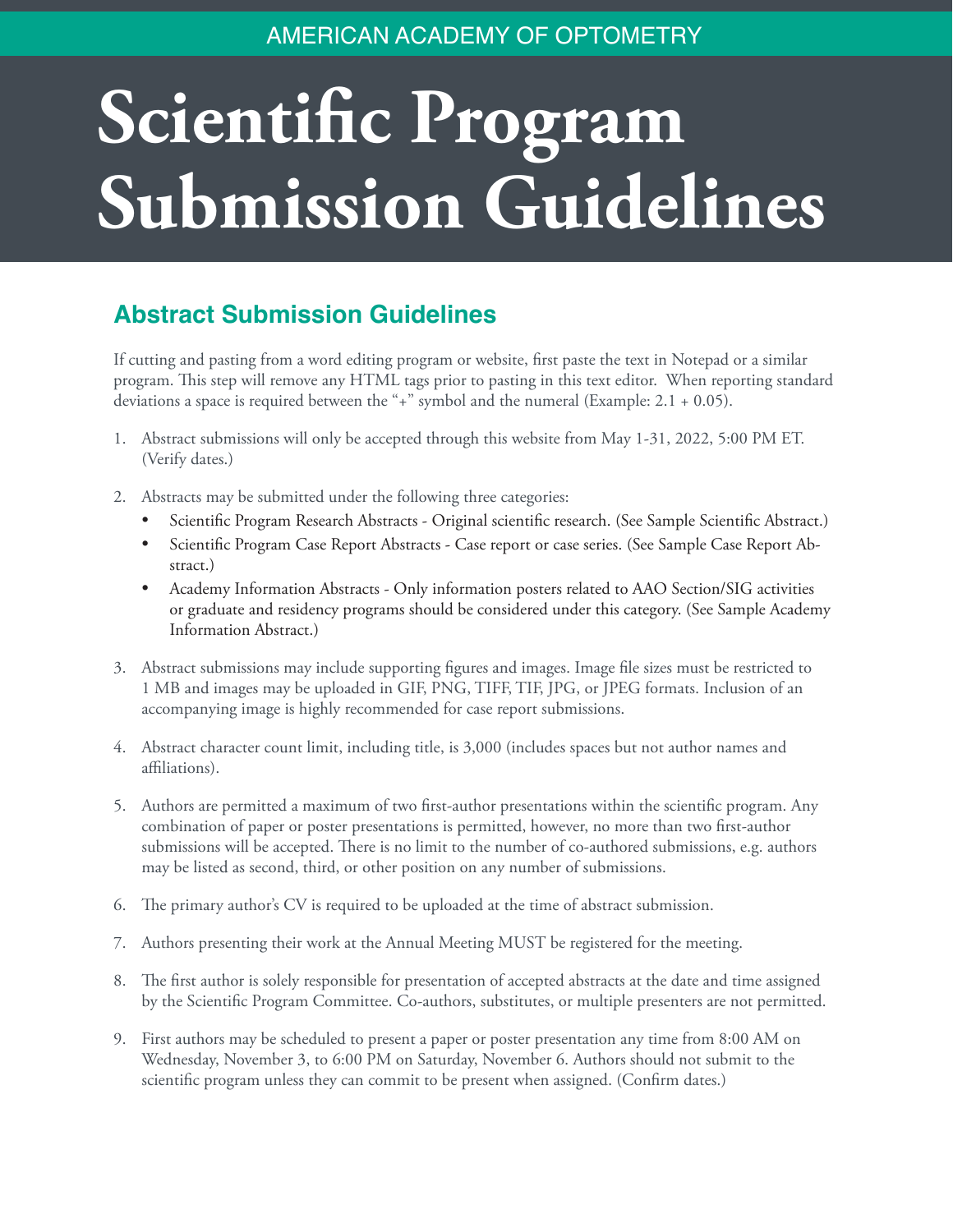AMERICAN ACADEMY OF OPTOMETRY

# Scientific Program Submission Guidelines

## Abstract Submission Guidelines

If cutting and pasting from a word editing program or website, first paste the text in Notepad or a similar program. This step will remove any HTML tags prior to pasting in this text editor. When reporting standard deviations a space is required between the "+" symbol and the numeral (Example: 2.1 + 0.05).

1. Abstract submissions will only be accepted through this website from May 1-31, 2022, 5:00 PM ET. (Verify dates.)

2. Abstracts may be submitted under the following three categories:
   - Scientific Program Research Abstracts - Original scientific research. (See Sample Scientific Abstract.)
   - Scientific Program Case Report Abstracts - Case report or case series. (See Sample Case Report Abstract.)
   - Academy Information Abstracts - Only information posters related to AAO Section/SIG activities or graduate and residency programs should be considered under this category. (See Sample Academy Information Abstract.)

3. Abstract submissions may include supporting figures and images. Image file sizes must be restricted to 1 MB and images may be uploaded in GIF, PNG, TIFF, TIF, JPG, or JPEG formats. Inclusion of an accompanying image is highly recommended for case report submissions.

4. Abstract character count limit, including title, is 3,000 (includes spaces but not author names and affiliations).

5. Authors are permitted a maximum of two first-author presentations within the scientific program. Any combination of paper or poster presentations is permitted, however, no more than two first-author submissions will be accepted. There is no limit to the number of co-authored submissions, e.g. authors may be listed as second, third, or other position on any number of submissions.

6. The primary author's CV is required to be uploaded at the time of abstract submission.

7. Authors presenting their work at the Annual Meeting MUST be registered for the meeting.

8. The first author is solely responsible for presentation of accepted abstracts at the date and time assigned by the Scientific Program Committee. Co-authors, substitutes, or multiple presenters are not permitted.

9. First authors may be scheduled to present a paper or poster presentation any time from 8:00 AM on Wednesday, November 3, to 6:00 PM on Saturday, November 6. Authors should not submit to the scientific program unless they can commit to be present when assigned. (Confirm dates.)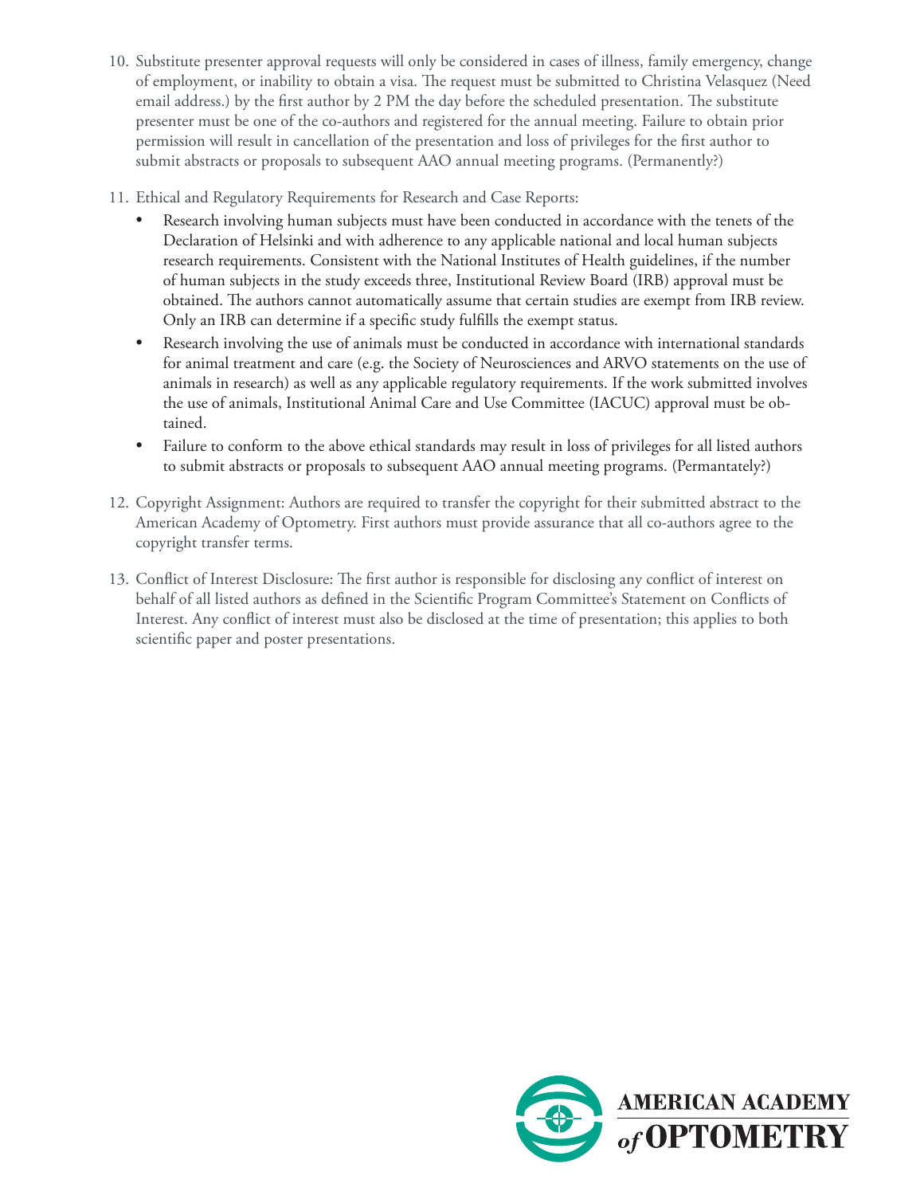10. Substitute presenter approval requests will only be considered in cases of illness, family emergency, change of employment, or inability to obtain a visa. The request must be submitted to Christina Velasquez (Need email address.) by the first author by 2 PM the day before the scheduled presentation. The substitute presenter must be one of the co-authors and registered for the annual meeting. Failure to obtain prior permission will result in cancellation of the presentation and loss of privileges for the first author to submit abstracts or proposals to subsequent AAO annual meeting programs. (Permanently?)

11. Ethical and Regulatory Requirements for Research and Case Reports:
    - Research involving human subjects must have been conducted in accordance with the tenets of the Declaration of Helsinki and with adherence to any applicable national and local human subjects research requirements. Consistent with the National Institutes of Health guidelines, if the number of human subjects in the study exceeds three, Institutional Review Board (IRB) approval must be obtained. The authors cannot automatically assume that certain studies are exempt from IRB review. Only an IRB can determine if a specific study fulfills the exempt status.
    - Research involving the use of animals must be conducted in accordance with international standards for animal treatment and care (e.g. the Society of Neurosciences and ARVO statements on the use of animals in research) as well as any applicable regulatory requirements. If the work submitted involves the use of animals, Institutional Animal Care and Use Committee (IACUC) approval must be obtained.
    - Failure to conform to the above ethical standards may result in loss of privileges for all listed authors to submit abstracts or proposals to subsequent AAO annual meeting programs. (Permantately?)

12. Copyright Assignment: Authors are required to transfer the copyright for their submitted abstract to the American Academy of Optometry. First authors must provide assurance that all co-authors agree to the copyright transfer terms.

13. Conflict of Interest Disclosure: The first author is responsible for disclosing any conflict of interest on behalf of all listed authors as defined in the Scientific Program Committee's Statement on Conflicts of Interest. Any conflict of interest must also be disclosed at the time of presentation; this applies to both scientific paper and poster presentations.

AMERICAN ACADEMY *of* OPTOMETRY